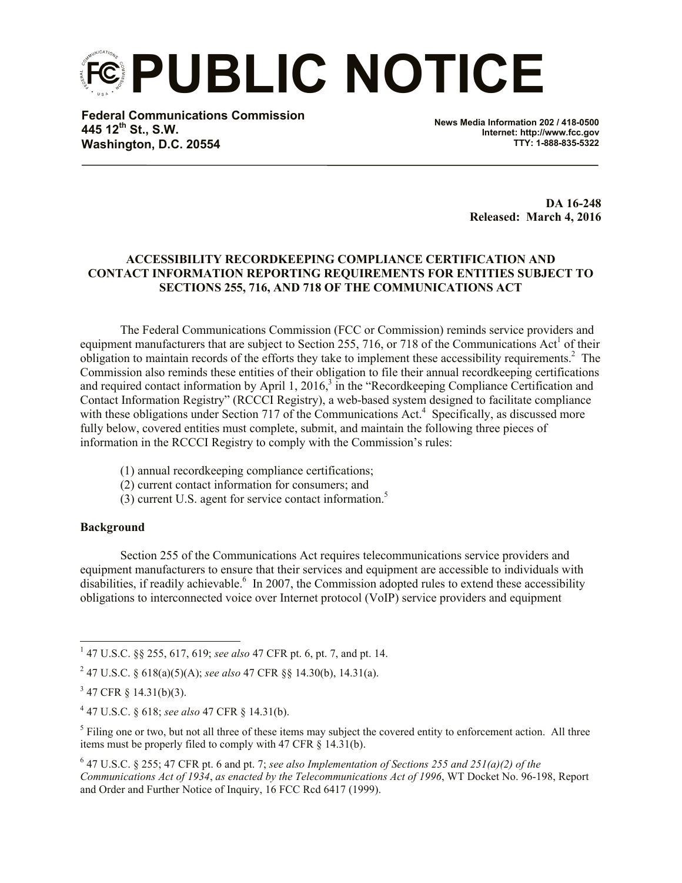# PUBLIC NOTICE

**Federal Communications Commission**
**445 12th St., S.W.**
**Washington, D.C. 20554**

**News Media Information 202 / 418-0500**
**Internet: http://www.fcc.gov**
**TTY: 1-888-835-5322**

**DA 16-248**
**Released: March 4, 2016**

**ACCESSIBILITY RECORDKEEPING COMPLIANCE CERTIFICATION AND CONTACT INFORMATION REPORTING REQUIREMENTS FOR ENTITIES SUBJECT TO SECTIONS 255, 716, AND 718 OF THE COMMUNICATIONS ACT**

The Federal Communications Commission (FCC or Commission) reminds service providers and equipment manufacturers that are subject to Section 255, 716, or 718 of the Communications Act[1] of their obligation to maintain records of the efforts they take to implement these accessibility requirements.[2] The Commission also reminds these entities of their obligation to file their annual recordkeeping certifications and required contact information by April 1, 2016,[3] in the "Recordkeeping Compliance Certification and Contact Information Registry" (RCCCI Registry), a web-based system designed to facilitate compliance with these obligations under Section 717 of the Communications Act.[4] Specifically, as discussed more fully below, covered entities must complete, submit, and maintain the following three pieces of information in the RCCCI Registry to comply with the Commission's rules:

(1) annual recordkeeping compliance certifications;
(2) current contact information for consumers; and
(3) current U.S. agent for service contact information.[5]

**Background**

Section 255 of the Communications Act requires telecommunications service providers and equipment manufacturers to ensure that their services and equipment are accessible to individuals with disabilities, if readily achievable.[6] In 2007, the Commission adopted rules to extend these accessibility obligations to interconnected voice over Internet protocol (VoIP) service providers and equipment

---

[1] 47 U.S.C. §§ 255, 617, 619; *see also* 47 CFR pt. 6, pt. 7, and pt. 14.

[2] 47 U.S.C. § 618(a)(5)(A); *see also* 47 CFR §§ 14.30(b), 14.31(a).

[3] 47 CFR § 14.31(b)(3).

[4] 47 U.S.C. § 618; *see also* 47 CFR § 14.31(b).

[5] Filing one or two, but not all three of these items may subject the covered entity to enforcement action. All three items must be properly filed to comply with 47 CFR § 14.31(b).

[6] 47 U.S.C. § 255; 47 CFR pt. 6 and pt. 7; *see also Implementation of Sections 255 and 251(a)(2) of the Communications Act of 1934*, *as enacted by the Telecommunications Act of 1996*, WT Docket No. 96-198, Report and Order and Further Notice of Inquiry, 16 FCC Rcd 6417 (1999).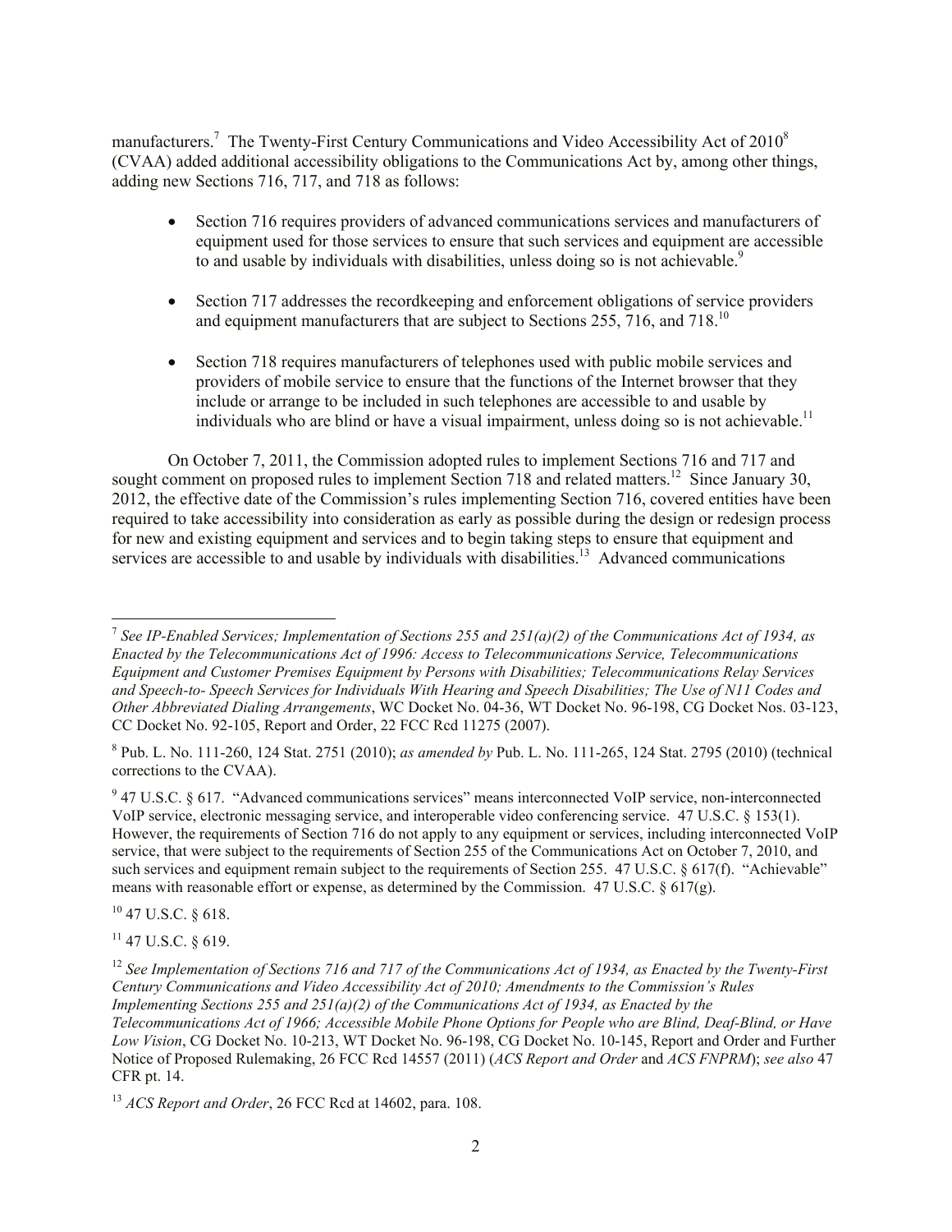manufacturers.[7] The Twenty-First Century Communications and Video Accessibility Act of 2010[8] (CVAA) added additional accessibility obligations to the Communications Act by, among other things, adding new Sections 716, 717, and 718 as follows:

- Section 716 requires providers of advanced communications services and manufacturers of equipment used for those services to ensure that such services and equipment are accessible to and usable by individuals with disabilities, unless doing so is not achievable.[9]

- Section 717 addresses the recordkeeping and enforcement obligations of service providers and equipment manufacturers that are subject to Sections 255, 716, and 718.[10]

- Section 718 requires manufacturers of telephones used with public mobile services and providers of mobile service to ensure that the functions of the Internet browser that they include or arrange to be included in such telephones are accessible to and usable by individuals who are blind or have a visual impairment, unless doing so is not achievable.[11]

On October 7, 2011, the Commission adopted rules to implement Sections 716 and 717 and sought comment on proposed rules to implement Section 718 and related matters.[12] Since January 30, 2012, the effective date of the Commission's rules implementing Section 716, covered entities have been required to take accessibility into consideration as early as possible during the design or redesign process for new and existing equipment and services and to begin taking steps to ensure that equipment and services are accessible to and usable by individuals with disabilities.[13] Advanced communications

---

[7] *See IP-Enabled Services; Implementation of Sections 255 and 251(a)(2) of the Communications Act of 1934, as Enacted by the Telecommunications Act of 1996: Access to Telecommunications Service, Telecommunications Equipment and Customer Premises Equipment by Persons with Disabilities; Telecommunications Relay Services and Speech-to- Speech Services for Individuals With Hearing and Speech Disabilities; The Use of N11 Codes and Other Abbreviated Dialing Arrangements*, WC Docket No. 04-36, WT Docket No. 96-198, CG Docket Nos. 03-123, CC Docket No. 92-105, Report and Order, 22 FCC Rcd 11275 (2007).

[8] Pub. L. No. 111-260, 124 Stat. 2751 (2010); *as amended by* Pub. L. No. 111-265, 124 Stat. 2795 (2010) (technical corrections to the CVAA).

[9] 47 U.S.C. § 617. "Advanced communications services" means interconnected VoIP service, non-interconnected VoIP service, electronic messaging service, and interoperable video conferencing service. 47 U.S.C. § 153(1). However, the requirements of Section 716 do not apply to any equipment or services, including interconnected VoIP service, that were subject to the requirements of Section 255 of the Communications Act on October 7, 2010, and such services and equipment remain subject to the requirements of Section 255. 47 U.S.C. § 617(f). "Achievable" means with reasonable effort or expense, as determined by the Commission. 47 U.S.C. § 617(g).

[10] 47 U.S.C. § 618.

[11] 47 U.S.C. § 619.

[12] *See Implementation of Sections 716 and 717 of the Communications Act of 1934, as Enacted by the Twenty-First Century Communications and Video Accessibility Act of 2010; Amendments to the Commission's Rules Implementing Sections 255 and 251(a)(2) of the Communications Act of 1934, as Enacted by the Telecommunications Act of 1966; Accessible Mobile Phone Options for People who are Blind, Deaf-Blind, or Have Low Vision*, CG Docket No. 10-213, WT Docket No. 96-198, CG Docket No. 10-145, Report and Order and Further Notice of Proposed Rulemaking, 26 FCC Rcd 14557 (2011) (*ACS Report and Order* and *ACS FNPRM*); *see also* 47 CFR pt. 14.

[13] *ACS Report and Order*, 26 FCC Rcd at 14602, para. 108.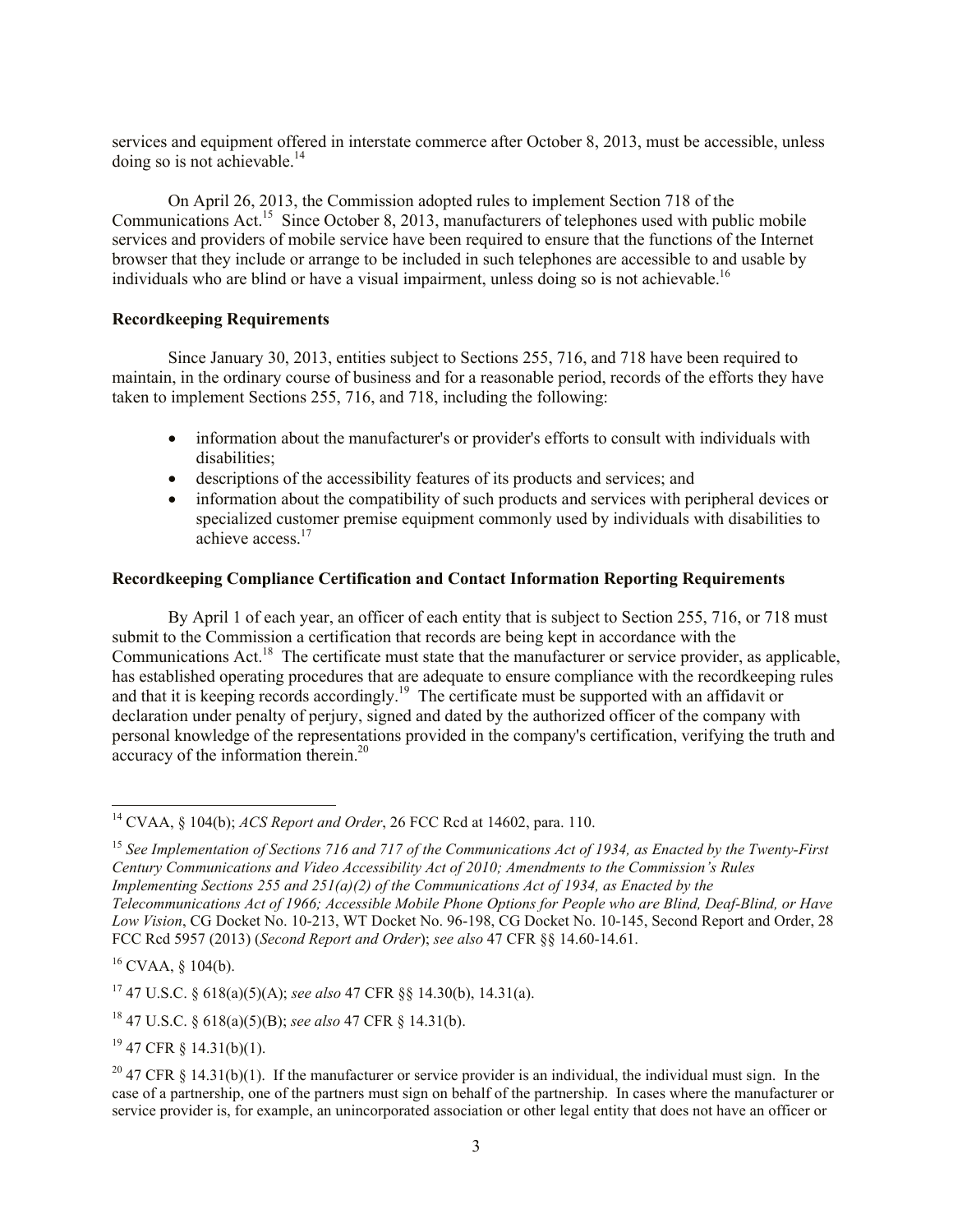services and equipment offered in interstate commerce after October 8, 2013, must be accessible, unless doing so is not achievable.[14]

On April 26, 2013, the Commission adopted rules to implement Section 718 of the Communications Act.[15] Since October 8, 2013, manufacturers of telephones used with public mobile services and providers of mobile service have been required to ensure that the functions of the Internet browser that they include or arrange to be included in such telephones are accessible to and usable by individuals who are blind or have a visual impairment, unless doing so is not achievable.[16]

**Recordkeeping Requirements**

Since January 30, 2013, entities subject to Sections 255, 716, and 718 have been required to maintain, in the ordinary course of business and for a reasonable period, records of the efforts they have taken to implement Sections 255, 716, and 718, including the following:

- information about the manufacturer's or provider's efforts to consult with individuals with disabilities;
- descriptions of the accessibility features of its products and services; and
- information about the compatibility of such products and services with peripheral devices or specialized customer premise equipment commonly used by individuals with disabilities to achieve access.[17]

**Recordkeeping Compliance Certification and Contact Information Reporting Requirements**

By April 1 of each year, an officer of each entity that is subject to Section 255, 716, or 718 must submit to the Commission a certification that records are being kept in accordance with the Communications Act.[18] The certificate must state that the manufacturer or service provider, as applicable, has established operating procedures that are adequate to ensure compliance with the recordkeeping rules and that it is keeping records accordingly.[19] The certificate must be supported with an affidavit or declaration under penalty of perjury, signed and dated by the authorized officer of the company with personal knowledge of the representations provided in the company's certification, verifying the truth and accuracy of the information therein.[20]

---

[14] CVAA, § 104(b); *ACS Report and Order*, 26 FCC Rcd at 14602, para. 110.

[15] *See Implementation of Sections 716 and 717 of the Communications Act of 1934, as Enacted by the Twenty-First Century Communications and Video Accessibility Act of 2010; Amendments to the Commission's Rules Implementing Sections 255 and 251(a)(2) of the Communications Act of 1934, as Enacted by the Telecommunications Act of 1966; Accessible Mobile Phone Options for People who are Blind, Deaf-Blind, or Have Low Vision*, CG Docket No. 10-213, WT Docket No. 96-198, CG Docket No. 10-145, Second Report and Order, 28 FCC Rcd 5957 (2013) (*Second Report and Order*); *see also* 47 CFR §§ 14.60-14.61.

[16] CVAA, § 104(b).

[17] 47 U.S.C. § 618(a)(5)(A); *see also* 47 CFR §§ 14.30(b), 14.31(a).

[18] 47 U.S.C. § 618(a)(5)(B); *see also* 47 CFR § 14.31(b).

[19] 47 CFR § 14.31(b)(1).

[20] 47 CFR § 14.31(b)(1). If the manufacturer or service provider is an individual, the individual must sign. In the case of a partnership, one of the partners must sign on behalf of the partnership. In cases where the manufacturer or service provider is, for example, an unincorporated association or other legal entity that does not have an officer or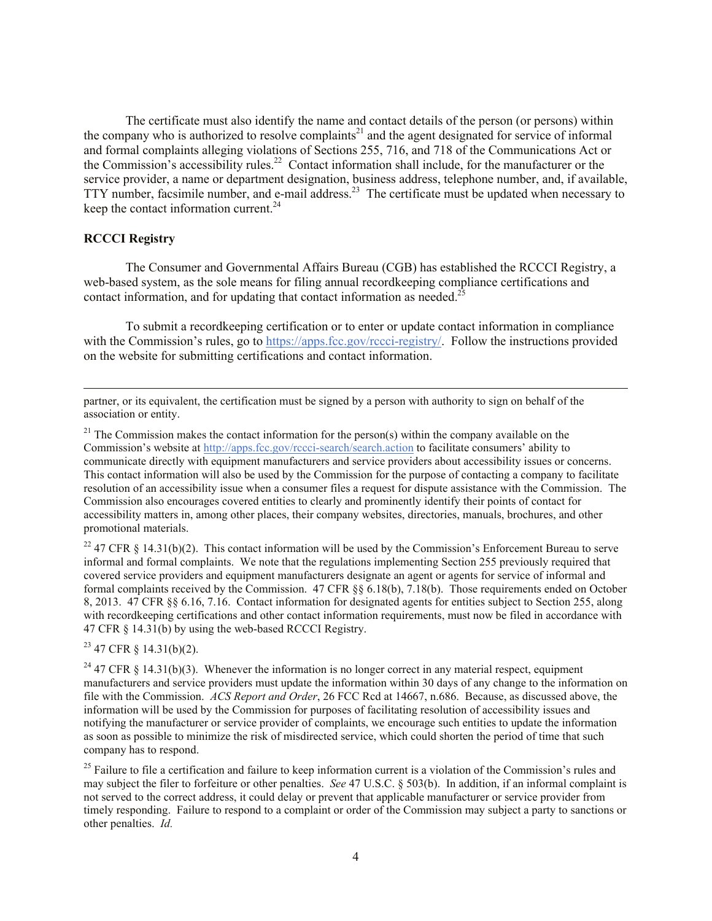The certificate must also identify the name and contact details of the person (or persons) within the company who is authorized to resolve complaints[21] and the agent designated for service of informal and formal complaints alleging violations of Sections 255, 716, and 718 of the Communications Act or the Commission's accessibility rules.[22] Contact information shall include, for the manufacturer or the service provider, a name or department designation, business address, telephone number, and, if available, TTY number, facsimile number, and e-mail address.[23] The certificate must be updated when necessary to keep the contact information current.[24]

**RCCCI Registry**

The Consumer and Governmental Affairs Bureau (CGB) has established the RCCCI Registry, a web-based system, as the sole means for filing annual recordkeeping compliance certifications and contact information, and for updating that contact information as needed.[25]

To submit a recordkeeping certification or to enter or update contact information in compliance with the Commission's rules, go to https://apps.fcc.gov/rccci-registry/. Follow the instructions provided on the website for submitting certifications and contact information.

---

partner, or its equivalent, the certification must be signed by a person with authority to sign on behalf of the association or entity.

[21] The Commission makes the contact information for the person(s) within the company available on the Commission's website at http://apps.fcc.gov/rccci-search/search.action to facilitate consumers' ability to communicate directly with equipment manufacturers and service providers about accessibility issues or concerns. This contact information will also be used by the Commission for the purpose of contacting a company to facilitate resolution of an accessibility issue when a consumer files a request for dispute assistance with the Commission. The Commission also encourages covered entities to clearly and prominently identify their points of contact for accessibility matters in, among other places, their company websites, directories, manuals, brochures, and other promotional materials.

[22] 47 CFR § 14.31(b)(2). This contact information will be used by the Commission's Enforcement Bureau to serve informal and formal complaints. We note that the regulations implementing Section 255 previously required that covered service providers and equipment manufacturers designate an agent or agents for service of informal and formal complaints received by the Commission. 47 CFR §§ 6.18(b), 7.18(b). Those requirements ended on October 8, 2013. 47 CFR §§ 6.16, 7.16. Contact information for designated agents for entities subject to Section 255, along with recordkeeping certifications and other contact information requirements, must now be filed in accordance with 47 CFR § 14.31(b) by using the web-based RCCCI Registry.

[23] 47 CFR § 14.31(b)(2).

[24] 47 CFR § 14.31(b)(3). Whenever the information is no longer correct in any material respect, equipment manufacturers and service providers must update the information within 30 days of any change to the information on file with the Commission. *ACS Report and Order*, 26 FCC Rcd at 14667, n.686. Because, as discussed above, the information will be used by the Commission for purposes of facilitating resolution of accessibility issues and notifying the manufacturer or service provider of complaints, we encourage such entities to update the information as soon as possible to minimize the risk of misdirected service, which could shorten the period of time that such company has to respond.

[25] Failure to file a certification and failure to keep information current is a violation of the Commission's rules and may subject the filer to forfeiture or other penalties. *See* 47 U.S.C. § 503(b). In addition, if an informal complaint is not served to the correct address, it could delay or prevent that applicable manufacturer or service provider from timely responding. Failure to respond to a complaint or order of the Commission may subject a party to sanctions or other penalties. *Id.*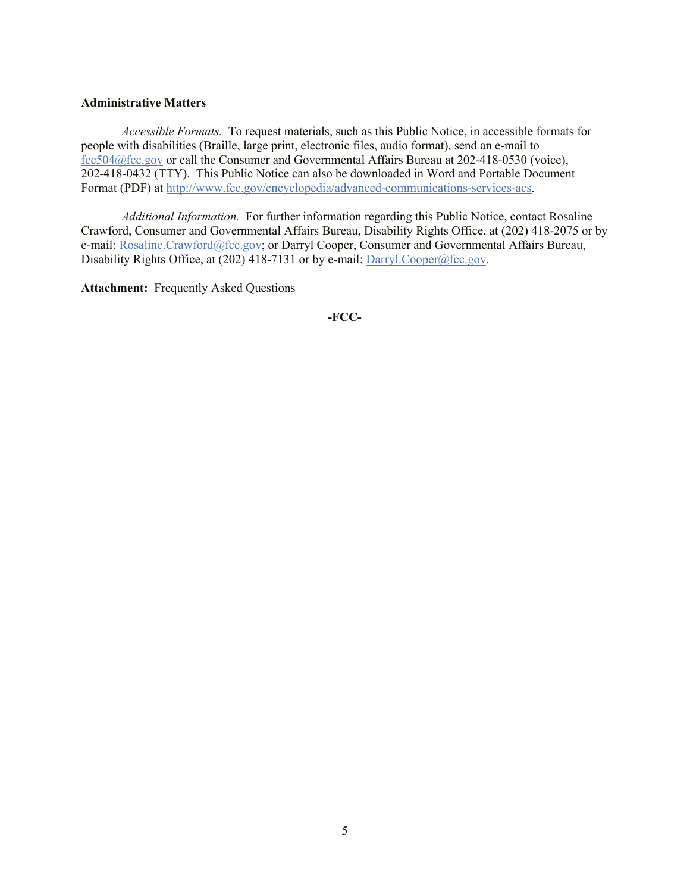**Administrative Matters**

*Accessible Formats.* To request materials, such as this Public Notice, in accessible formats for people with disabilities (Braille, large print, electronic files, audio format), send an e-mail to fcc504@fcc.gov or call the Consumer and Governmental Affairs Bureau at 202-418-0530 (voice), 202-418-0432 (TTY). This Public Notice can also be downloaded in Word and Portable Document Format (PDF) at http://www.fcc.gov/encyclopedia/advanced-communications-services-acs.

*Additional Information.* For further information regarding this Public Notice, contact Rosaline Crawford, Consumer and Governmental Affairs Bureau, Disability Rights Office, at (202) 418-2075 or by e-mail: Rosaline.Crawford@fcc.gov; or Darryl Cooper, Consumer and Governmental Affairs Bureau, Disability Rights Office, at (202) 418-7131 or by e-mail: Darryl.Cooper@fcc.gov.

**Attachment:** Frequently Asked Questions

**-FCC-**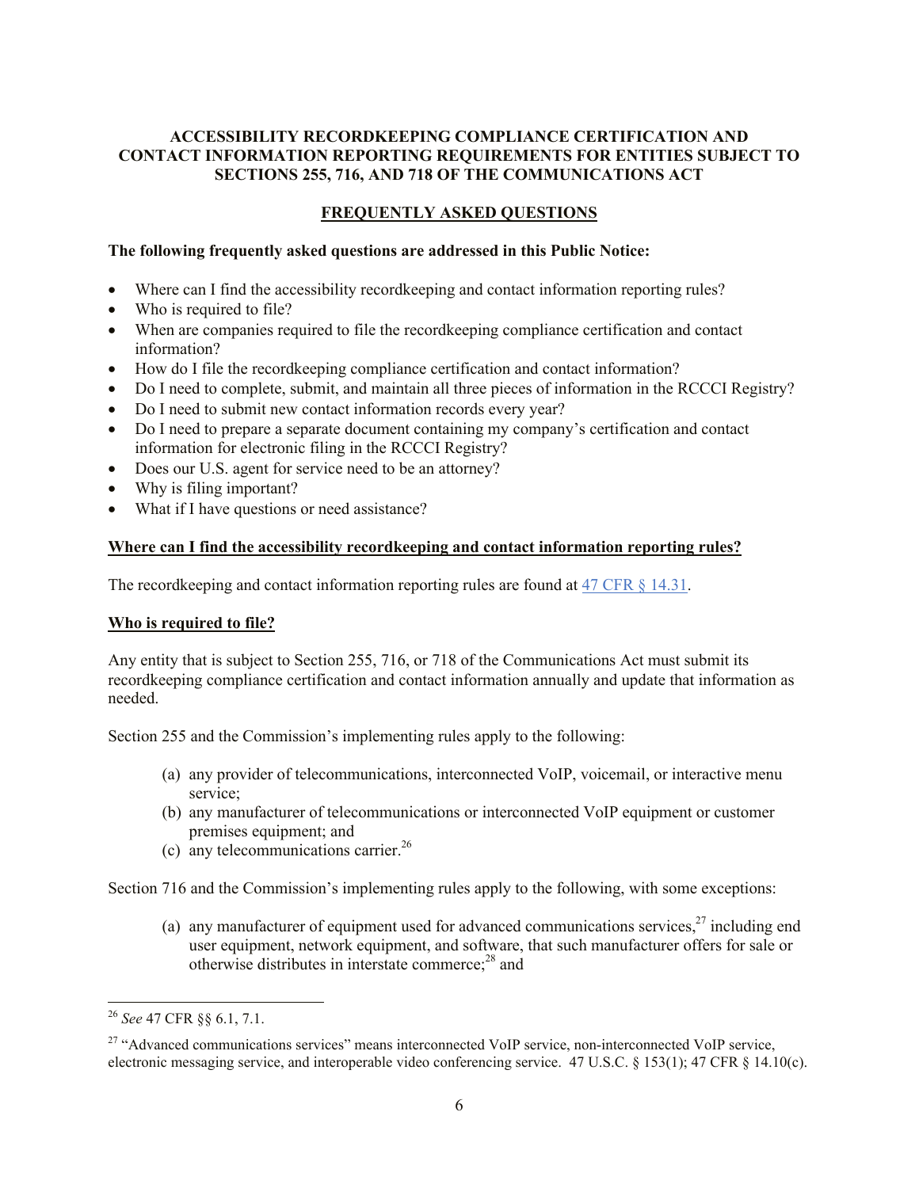**ACCESSIBILITY RECORDKEEPING COMPLIANCE CERTIFICATION AND CONTACT INFORMATION REPORTING REQUIREMENTS FOR ENTITIES SUBJECT TO SECTIONS 255, 716, AND 718 OF THE COMMUNICATIONS ACT**

## FREQUENTLY ASKED QUESTIONS

**The following frequently asked questions are addressed in this Public Notice:**

- Where can I find the accessibility recordkeeping and contact information reporting rules?
- Who is required to file?
- When are companies required to file the recordkeeping compliance certification and contact information?
- How do I file the recordkeeping compliance certification and contact information?
- Do I need to complete, submit, and maintain all three pieces of information in the RCCCI Registry?
- Do I need to submit new contact information records every year?
- Do I need to prepare a separate document containing my company's certification and contact information for electronic filing in the RCCCI Registry?
- Does our U.S. agent for service need to be an attorney?
- Why is filing important?
- What if I have questions or need assistance?

### Where can I find the accessibility recordkeeping and contact information reporting rules?

The recordkeeping and contact information reporting rules are found at 47 CFR § 14.31.

### Who is required to file?

Any entity that is subject to Section 255, 716, or 718 of the Communications Act must submit its recordkeeping compliance certification and contact information annually and update that information as needed.

Section 255 and the Commission's implementing rules apply to the following:

(a) any provider of telecommunications, interconnected VoIP, voicemail, or interactive menu service;
(b) any manufacturer of telecommunications or interconnected VoIP equipment or customer premises equipment; and
(c) any telecommunications carrier.[26]

Section 716 and the Commission's implementing rules apply to the following, with some exceptions:

(a) any manufacturer of equipment used for advanced communications services,[27] including end user equipment, network equipment, and software, that such manufacturer offers for sale or otherwise distributes in interstate commerce;[28] and

---

[26] *See* 47 CFR §§ 6.1, 7.1.

[27] "Advanced communications services" means interconnected VoIP service, non-interconnected VoIP service, electronic messaging service, and interoperable video conferencing service. 47 U.S.C. § 153(1); 47 CFR § 14.10(c).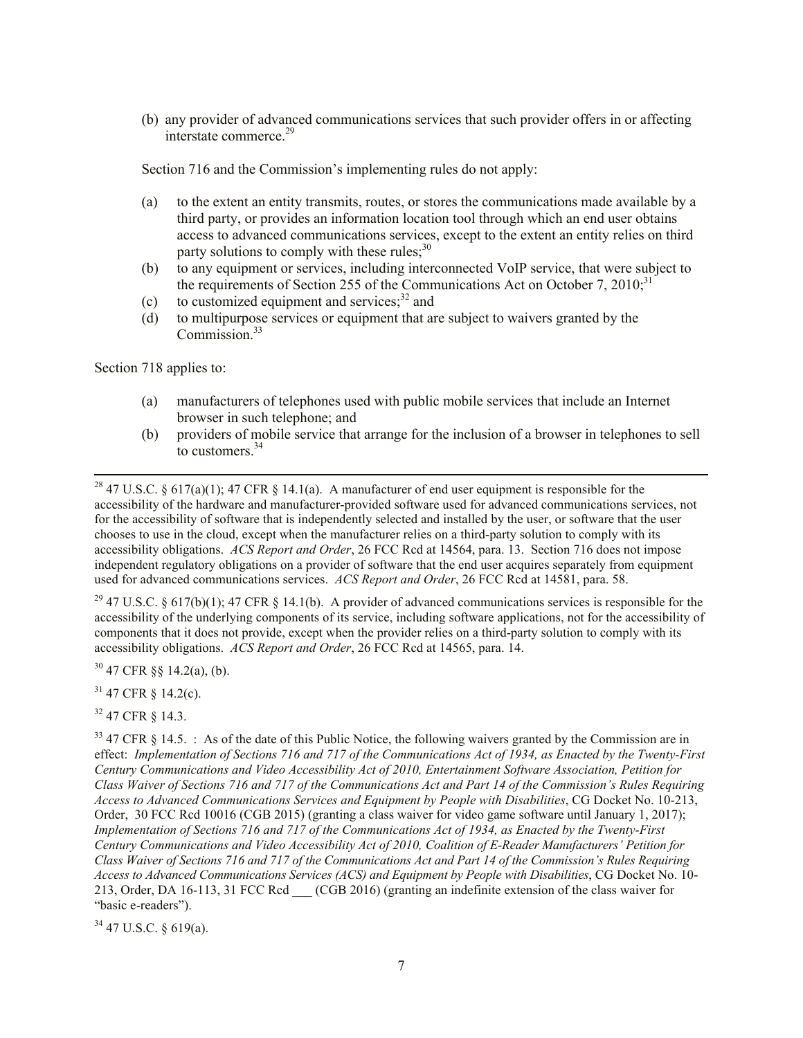(b) any provider of advanced communications services that such provider offers in or affecting interstate commerce.[29]

Section 716 and the Commission's implementing rules do not apply:

(a) to the extent an entity transmits, routes, or stores the communications made available by a third party, or provides an information location tool through which an end user obtains access to advanced communications services, except to the extent an entity relies on third party solutions to comply with these rules;[30]

(b) to any equipment or services, including interconnected VoIP service, that were subject to the requirements of Section 255 of the Communications Act on October 7, 2010;[31]

(c) to customized equipment and services;[32] and

(d) to multipurpose services or equipment that are subject to waivers granted by the Commission.[33]

Section 718 applies to:

(a) manufacturers of telephones used with public mobile services that include an Internet browser in such telephone; and

(b) providers of mobile service that arrange for the inclusion of a browser in telephones to sell to customers.[34]

---

[28] 47 U.S.C. § 617(a)(1); 47 CFR § 14.1(a). A manufacturer of end user equipment is responsible for the accessibility of the hardware and manufacturer-provided software used for advanced communications services, not for the accessibility of software that is independently selected and installed by the user, or software that the user chooses to use in the cloud, except when the manufacturer relies on a third-party solution to comply with its accessibility obligations. *ACS Report and Order*, 26 FCC Rcd at 14564, para. 13. Section 716 does not impose independent regulatory obligations on a provider of software that the end user acquires separately from equipment used for advanced communications services. *ACS Report and Order*, 26 FCC Rcd at 14581, para. 58.

[29] 47 U.S.C. § 617(b)(1); 47 CFR § 14.1(b). A provider of advanced communications services is responsible for the accessibility of the underlying components of its service, including software applications, not for the accessibility of components that it does not provide, except when the provider relies on a third-party solution to comply with its accessibility obligations. *ACS Report and Order*, 26 FCC Rcd at 14565, para. 14.

[30] 47 CFR §§ 14.2(a), (b).

[31] 47 CFR § 14.2(c).

[32] 47 CFR § 14.3.

[33] 47 CFR § 14.5. : As of the date of this Public Notice, the following waivers granted by the Commission are in effect: *Implementation of Sections 716 and 717 of the Communications Act of 1934, as Enacted by the Twenty-First Century Communications and Video Accessibility Act of 2010, Entertainment Software Association, Petition for Class Waiver of Sections 716 and 717 of the Communications Act and Part 14 of the Commission's Rules Requiring Access to Advanced Communications Services and Equipment by People with Disabilities*, CG Docket No. 10-213, Order, 30 FCC Rcd 10016 (CGB 2015) (granting a class waiver for video game software until January 1, 2017); *Implementation of Sections 716 and 717 of the Communications Act of 1934, as Enacted by the Twenty-First Century Communications and Video Accessibility Act of 2010, Coalition of E-Reader Manufacturers' Petition for Class Waiver of Sections 716 and 717 of the Communications Act and Part 14 of the Commission's Rules Requiring Access to Advanced Communications Services (ACS) and Equipment by People with Disabilities*, CG Docket No. 10-213, Order, DA 16-113, 31 FCC Rcd ___ (CGB 2016) (granting an indefinite extension of the class waiver for "basic e-readers").

[34] 47 U.S.C. § 619(a).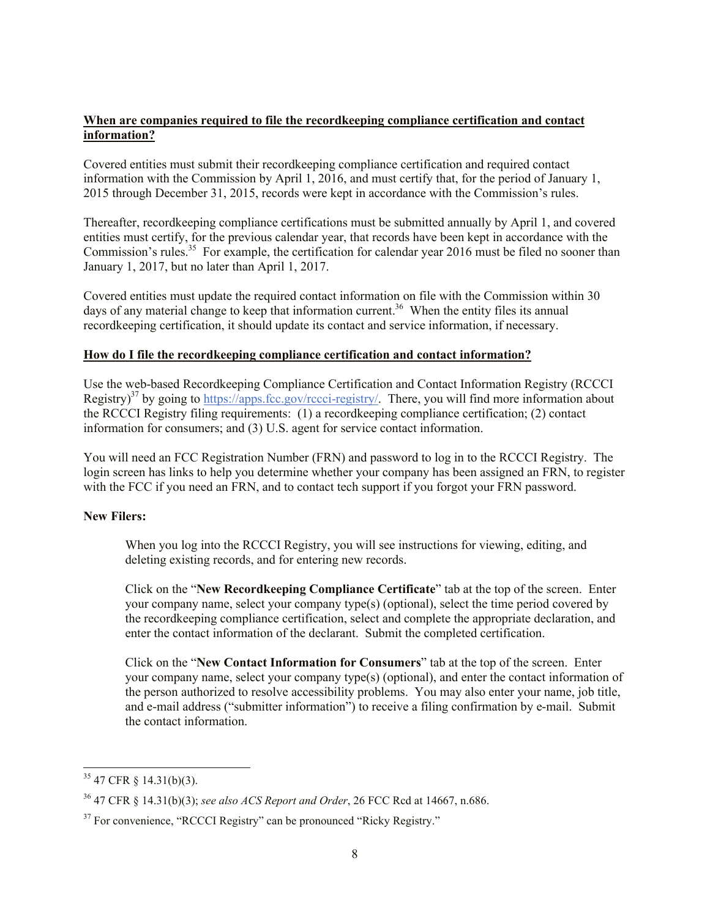**When are companies required to file the recordkeeping compliance certification and contact information?**

Covered entities must submit their recordkeeping compliance certification and required contact information with the Commission by April 1, 2016, and must certify that, for the period of January 1, 2015 through December 31, 2015, records were kept in accordance with the Commission's rules.

Thereafter, recordkeeping compliance certifications must be submitted annually by April 1, and covered entities must certify, for the previous calendar year, that records have been kept in accordance with the Commission's rules.[35] For example, the certification for calendar year 2016 must be filed no sooner than January 1, 2017, but no later than April 1, 2017.

Covered entities must update the required contact information on file with the Commission within 30 days of any material change to keep that information current.[36] When the entity files its annual recordkeeping certification, it should update its contact and service information, if necessary.

**How do I file the recordkeeping compliance certification and contact information?**

Use the web-based Recordkeeping Compliance Certification and Contact Information Registry (RCCCI Registry)[37] by going to https://apps.fcc.gov/rccci-registry/. There, you will find more information about the RCCCI Registry filing requirements: (1) a recordkeeping compliance certification; (2) contact information for consumers; and (3) U.S. agent for service contact information.

You will need an FCC Registration Number (FRN) and password to log in to the RCCCI Registry. The login screen has links to help you determine whether your company has been assigned an FRN, to register with the FCC if you need an FRN, and to contact tech support if you forgot your FRN password.

**New Filers:**

> When you log into the RCCCI Registry, you will see instructions for viewing, editing, and deleting existing records, and for entering new records.
>
> Click on the "**New Recordkeeping Compliance Certificate**" tab at the top of the screen. Enter your company name, select your company type(s) (optional), select the time period covered by the recordkeeping compliance certification, select and complete the appropriate declaration, and enter the contact information of the declarant. Submit the completed certification.
>
> Click on the "**New Contact Information for Consumers**" tab at the top of the screen. Enter your company name, select your company type(s) (optional), and enter the contact information of the person authorized to resolve accessibility problems. You may also enter your name, job title, and e-mail address ("submitter information") to receive a filing confirmation by e-mail. Submit the contact information.

---

[35] 47 CFR § 14.31(b)(3).

[36] 47 CFR § 14.31(b)(3); *see also ACS Report and Order*, 26 FCC Rcd at 14667, n.686.

[37] For convenience, "RCCCI Registry" can be pronounced "Ricky Registry."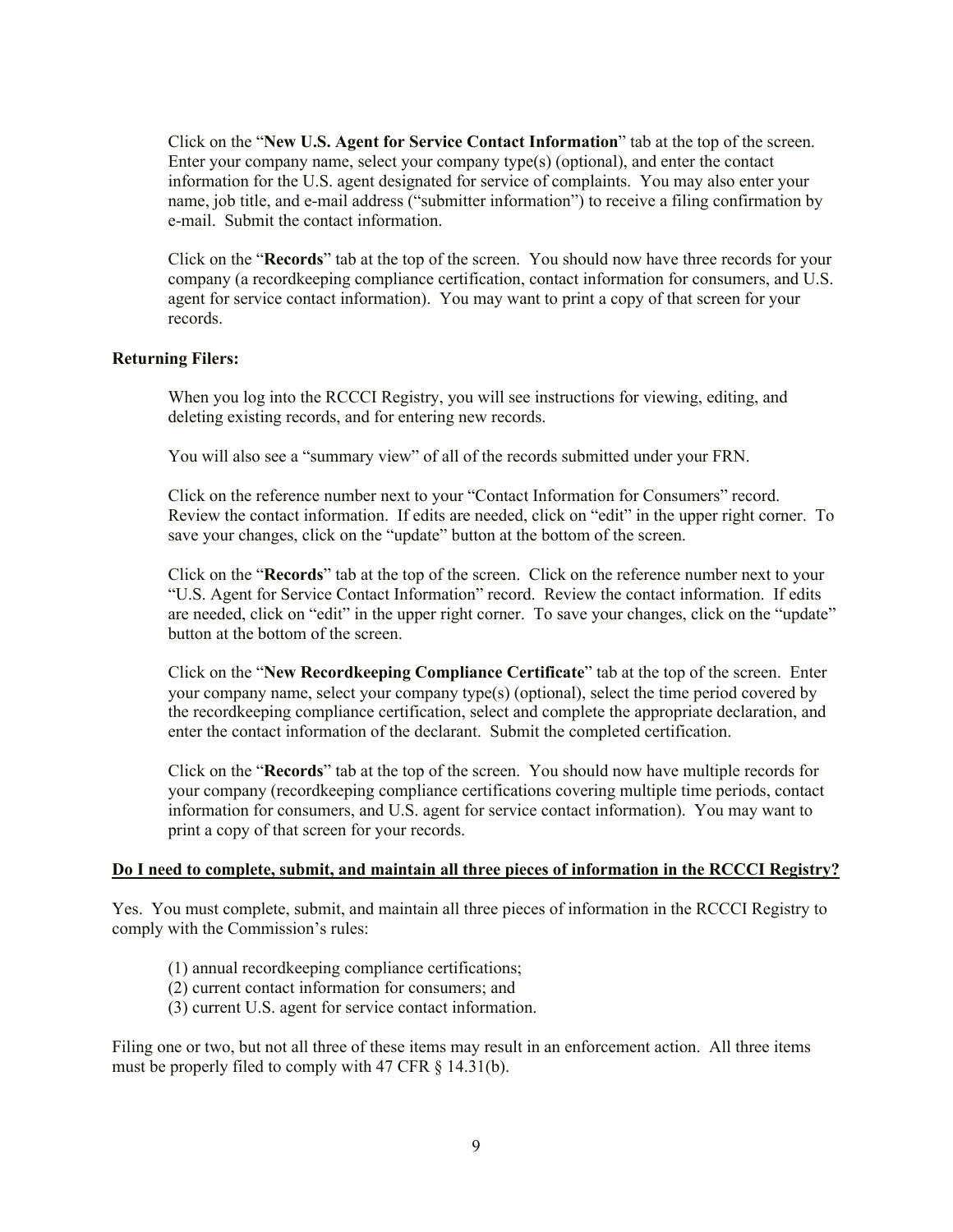Click on the "**New U.S. Agent for Service Contact Information**" tab at the top of the screen. Enter your company name, select your company type(s) (optional), and enter the contact information for the U.S. agent designated for service of complaints. You may also enter your name, job title, and e-mail address ("submitter information") to receive a filing confirmation by e-mail. Submit the contact information.

Click on the "**Records**" tab at the top of the screen. You should now have three records for your company (a recordkeeping compliance certification, contact information for consumers, and U.S. agent for service contact information). You may want to print a copy of that screen for your records.

**Returning Filers:**

When you log into the RCCCI Registry, you will see instructions for viewing, editing, and deleting existing records, and for entering new records.

You will also see a "summary view" of all of the records submitted under your FRN.

Click on the reference number next to your "Contact Information for Consumers" record. Review the contact information. If edits are needed, click on "edit" in the upper right corner. To save your changes, click on the "update" button at the bottom of the screen.

Click on the "**Records**" tab at the top of the screen. Click on the reference number next to your "U.S. Agent for Service Contact Information" record. Review the contact information. If edits are needed, click on "edit" in the upper right corner. To save your changes, click on the "update" button at the bottom of the screen.

Click on the "**New Recordkeeping Compliance Certificate**" tab at the top of the screen. Enter your company name, select your company type(s) (optional), select the time period covered by the recordkeeping compliance certification, select and complete the appropriate declaration, and enter the contact information of the declarant. Submit the completed certification.

Click on the "**Records**" tab at the top of the screen. You should now have multiple records for your company (recordkeeping compliance certifications covering multiple time periods, contact information for consumers, and U.S. agent for service contact information). You may want to print a copy of that screen for your records.

**Do I need to complete, submit, and maintain all three pieces of information in the RCCCI Registry?**

Yes. You must complete, submit, and maintain all three pieces of information in the RCCCI Registry to comply with the Commission's rules:

(1) annual recordkeeping compliance certifications;
(2) current contact information for consumers; and
(3) current U.S. agent for service contact information.

Filing one or two, but not all three of these items may result in an enforcement action. All three items must be properly filed to comply with 47 CFR § 14.31(b).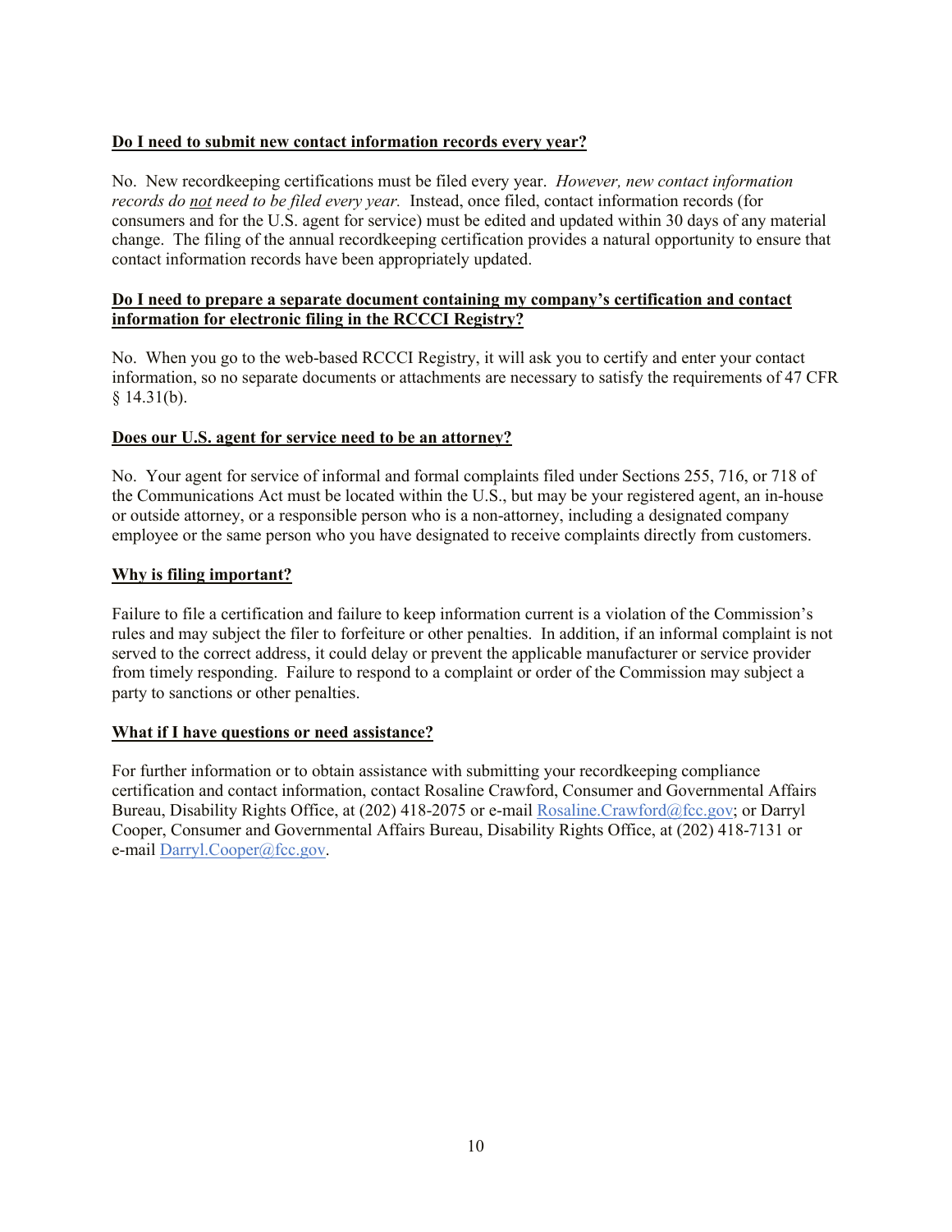**Do I need to submit new contact information records every year?**

No. New recordkeeping certifications must be filed every year. *However, new contact information records do not need to be filed every year.* Instead, once filed, contact information records (for consumers and for the U.S. agent for service) must be edited and updated within 30 days of any material change. The filing of the annual recordkeeping certification provides a natural opportunity to ensure that contact information records have been appropriately updated.

**Do I need to prepare a separate document containing my company's certification and contact information for electronic filing in the RCCCI Registry?**

No. When you go to the web-based RCCCI Registry, it will ask you to certify and enter your contact information, so no separate documents or attachments are necessary to satisfy the requirements of 47 CFR § 14.31(b).

**Does our U.S. agent for service need to be an attorney?**

No. Your agent for service of informal and formal complaints filed under Sections 255, 716, or 718 of the Communications Act must be located within the U.S., but may be your registered agent, an in-house or outside attorney, or a responsible person who is a non-attorney, including a designated company employee or the same person who you have designated to receive complaints directly from customers.

**Why is filing important?**

Failure to file a certification and failure to keep information current is a violation of the Commission's rules and may subject the filer to forfeiture or other penalties. In addition, if an informal complaint is not served to the correct address, it could delay or prevent the applicable manufacturer or service provider from timely responding. Failure to respond to a complaint or order of the Commission may subject a party to sanctions or other penalties.

**What if I have questions or need assistance?**

For further information or to obtain assistance with submitting your recordkeeping compliance certification and contact information, contact Rosaline Crawford, Consumer and Governmental Affairs Bureau, Disability Rights Office, at (202) 418-2075 or e-mail Rosaline.Crawford@fcc.gov; or Darryl Cooper, Consumer and Governmental Affairs Bureau, Disability Rights Office, at (202) 418-7131 or e-mail Darryl.Cooper@fcc.gov.